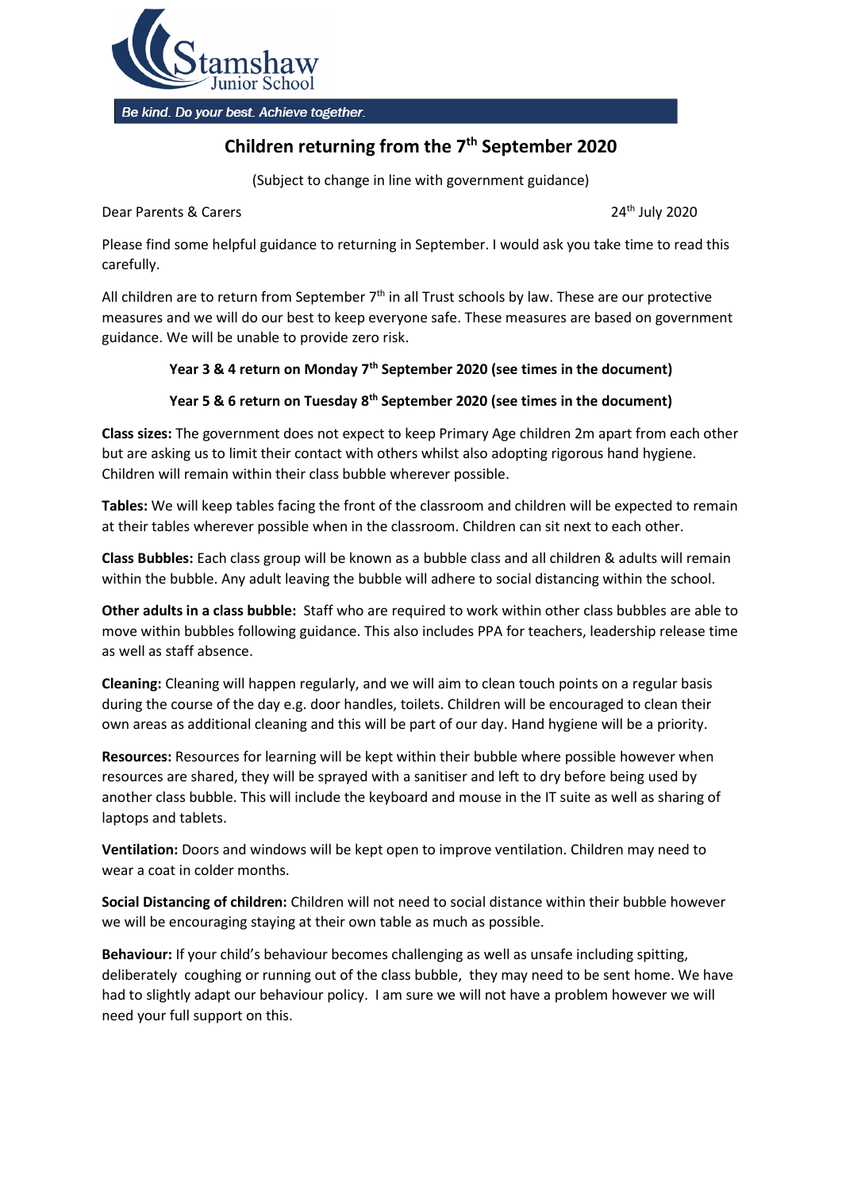Stamshaw Junior School

*Be kind. Do your best. Achieve together.*

# Children returning from the 7th September 2020

(Subject to change in line with government guidance)

Dear Parents & Carers

24th July 2020

Please find some helpful guidance to returning in September. I would ask you take time to read this carefully.

All children are to return from September 7th in all Trust schools by law. These are our protective measures and we will do our best to keep everyone safe. These measures are based on government guidance. We will be unable to provide zero risk.

**Year 3 & 4 return on Monday 7th September 2020 (see times in the document)**

**Year 5 & 6 return on Tuesday 8th September 2020 (see times in the document)**

**Class sizes:** The government does not expect to keep Primary Age children 2m apart from each other but are asking us to limit their contact with others whilst also adopting rigorous hand hygiene. Children will remain within their class bubble wherever possible.

**Tables:** We will keep tables facing the front of the classroom and children will be expected to remain at their tables wherever possible when in the classroom. Children can sit next to each other.

**Class Bubbles:** Each class group will be known as a bubble class and all children & adults will remain within the bubble. Any adult leaving the bubble will adhere to social distancing within the school.

**Other adults in a class bubble:** Staff who are required to work within other class bubbles are able to move within bubbles following guidance. This also includes PPA for teachers, leadership release time as well as staff absence.

**Cleaning:** Cleaning will happen regularly, and we will aim to clean touch points on a regular basis during the course of the day e.g. door handles, toilets. Children will be encouraged to clean their own areas as additional cleaning and this will be part of our day. Hand hygiene will be a priority.

**Resources:** Resources for learning will be kept within their bubble where possible however when resources are shared, they will be sprayed with a sanitiser and left to dry before being used by another class bubble. This will include the keyboard and mouse in the IT suite as well as sharing of laptops and tablets.

**Ventilation:** Doors and windows will be kept open to improve ventilation. Children may need to wear a coat in colder months.

**Social Distancing of children:** Children will not need to social distance within their bubble however we will be encouraging staying at their own table as much as possible.

**Behaviour:** If your child's behaviour becomes challenging as well as unsafe including spitting, deliberately coughing or running out of the class bubble, they may need to be sent home. We have had to slightly adapt our behaviour policy. I am sure we will not have a problem however we will need your full support on this.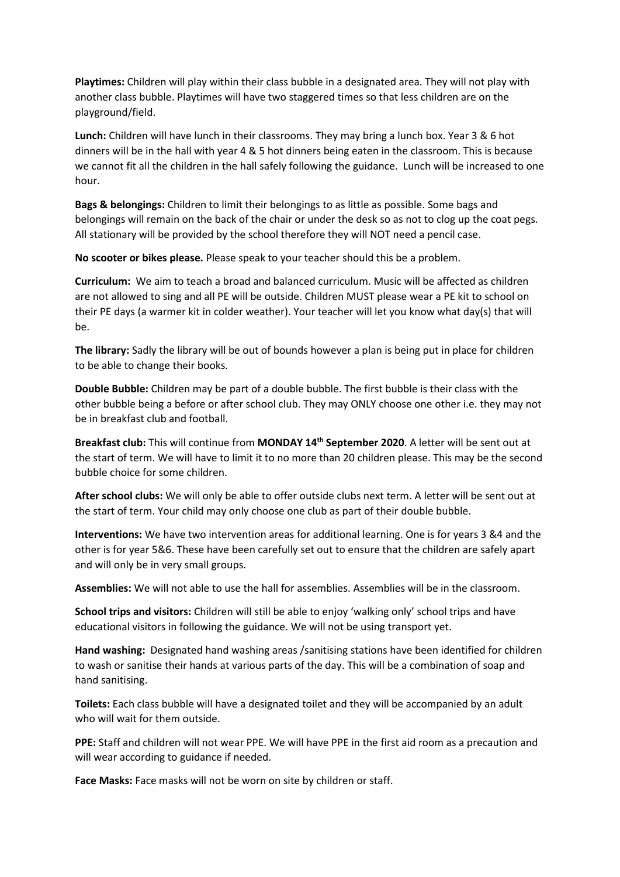**Playtimes:** Children will play within their class bubble in a designated area. They will not play with another class bubble. Playtimes will have two staggered times so that less children are on the playground/field.

**Lunch:** Children will have lunch in their classrooms. They may bring a lunch box. Year 3 & 6 hot dinners will be in the hall with year 4 & 5 hot dinners being eaten in the classroom. This is because we cannot fit all the children in the hall safely following the guidance. Lunch will be increased to one hour.

**Bags & belongings:** Children to limit their belongings to as little as possible. Some bags and belongings will remain on the back of the chair or under the desk so as not to clog up the coat pegs. All stationary will be provided by the school therefore they will NOT need a pencil case.

**No scooter or bikes please.** Please speak to your teacher should this be a problem.

**Curriculum:** We aim to teach a broad and balanced curriculum. Music will be affected as children are not allowed to sing and all PE will be outside. Children MUST please wear a PE kit to school on their PE days (a warmer kit in colder weather). Your teacher will let you know what day(s) that will be.

**The library:** Sadly the library will be out of bounds however a plan is being put in place for children to be able to change their books.

**Double Bubble:** Children may be part of a double bubble. The first bubble is their class with the other bubble being a before or after school club. They may ONLY choose one other i.e. they may not be in breakfast club and football.

**Breakfast club:** This will continue from **MONDAY 14th September 2020**. A letter will be sent out at the start of term. We will have to limit it to no more than 20 children please. This may be the second bubble choice for some children.

**After school clubs:** We will only be able to offer outside clubs next term. A letter will be sent out at the start of term. Your child may only choose one club as part of their double bubble.

**Interventions:** We have two intervention areas for additional learning. One is for years 3 &4 and the other is for year 5&6. These have been carefully set out to ensure that the children are safely apart and will only be in very small groups.

**Assemblies:** We will not able to use the hall for assemblies. Assemblies will be in the classroom.

**School trips and visitors:** Children will still be able to enjoy 'walking only' school trips and have educational visitors in following the guidance. We will not be using transport yet.

**Hand washing:** Designated hand washing areas /sanitising stations have been identified for children to wash or sanitise their hands at various parts of the day. This will be a combination of soap and hand sanitising.

**Toilets:** Each class bubble will have a designated toilet and they will be accompanied by an adult who will wait for them outside.

**PPE:** Staff and children will not wear PPE. We will have PPE in the first aid room as a precaution and will wear according to guidance if needed.

**Face Masks:** Face masks will not be worn on site by children or staff.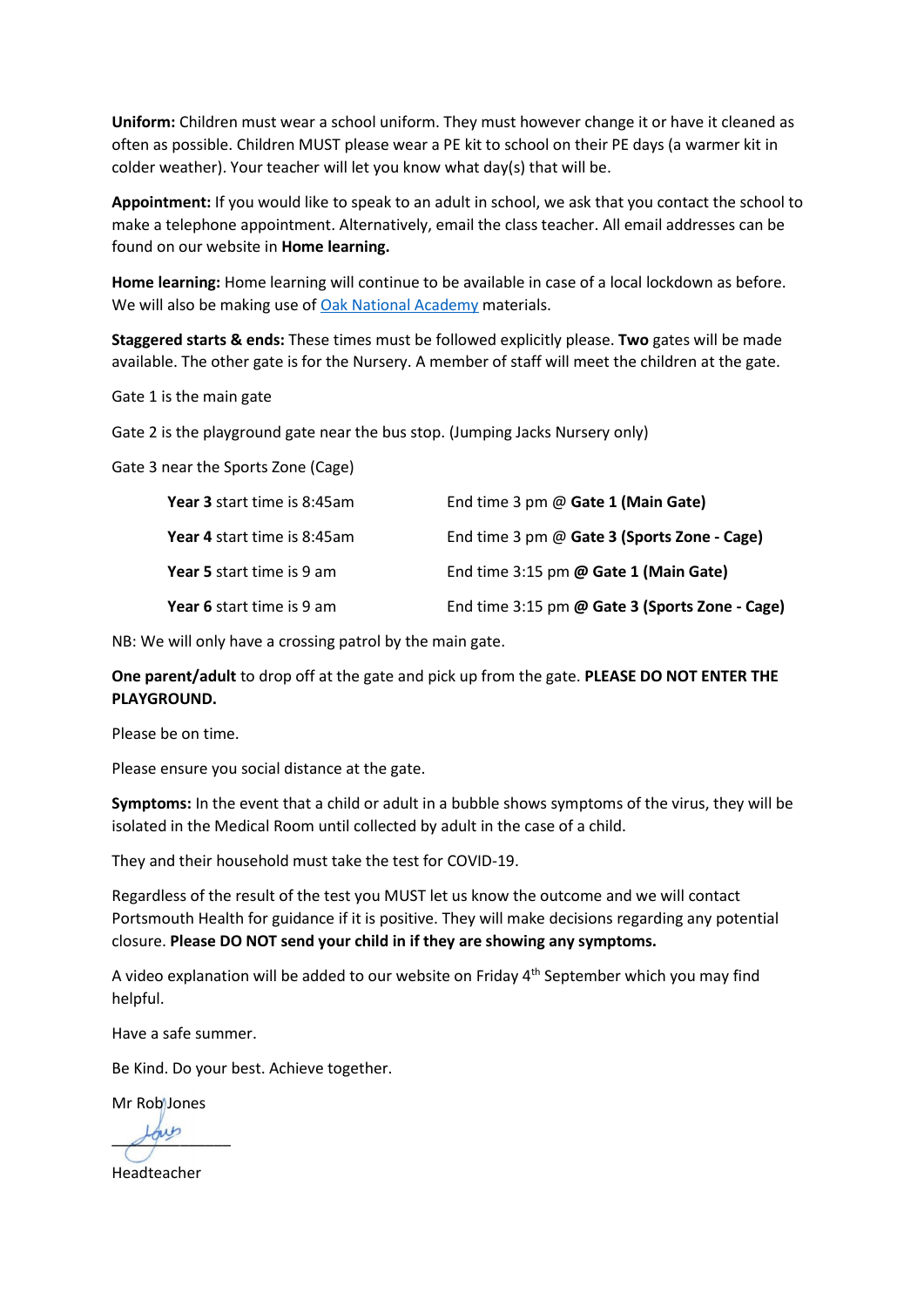**Uniform:** Children must wear a school uniform. They must however change it or have it cleaned as often as possible. Children MUST please wear a PE kit to school on their PE days (a warmer kit in colder weather). Your teacher will let you know what day(s) that will be.

**Appointment:** If you would like to speak to an adult in school, we ask that you contact the school to make a telephone appointment. Alternatively, email the class teacher. All email addresses can be found on our website in **Home learning.**

**Home learning:** Home learning will continue to be available in case of a local lockdown as before. We will also be making use of Oak National Academy materials.

**Staggered starts & ends:** These times must be followed explicitly please. **Two** gates will be made available. The other gate is for the Nursery. A member of staff will meet the children at the gate.

Gate 1 is the main gate

Gate 2 is the playground gate near the bus stop. (Jumping Jacks Nursery only)

Gate 3 near the Sports Zone (Cage)

| | |
|---|---|
| **Year 3** start time is 8:45am | End time 3 pm @ **Gate 1 (Main Gate)** |
| **Year 4** start time is 8:45am | End time 3 pm @ **Gate 3 (Sports Zone - Cage)** |
| **Year 5** start time is 9 am | End time 3:15 pm **@ Gate 1 (Main Gate)** |
| **Year 6** start time is 9 am | End time 3:15 pm **@ Gate 3 (Sports Zone - Cage)** |

NB: We will only have a crossing patrol by the main gate.

**One parent/adult** to drop off at the gate and pick up from the gate. **PLEASE DO NOT ENTER THE PLAYGROUND.**

Please be on time.

Please ensure you social distance at the gate.

**Symptoms:** In the event that a child or adult in a bubble shows symptoms of the virus, they will be isolated in the Medical Room until collected by adult in the case of a child.

They and their household must take the test for COVID-19.

Regardless of the result of the test you MUST let us know the outcome and we will contact Portsmouth Health for guidance if it is positive. They will make decisions regarding any potential closure. **Please DO NOT send your child in if they are showing any symptoms.**

A video explanation will be added to our website on Friday 4th September which you may find helpful.

Have a safe summer.

Be Kind. Do your best. Achieve together.

Mr Rob Jones

Headteacher